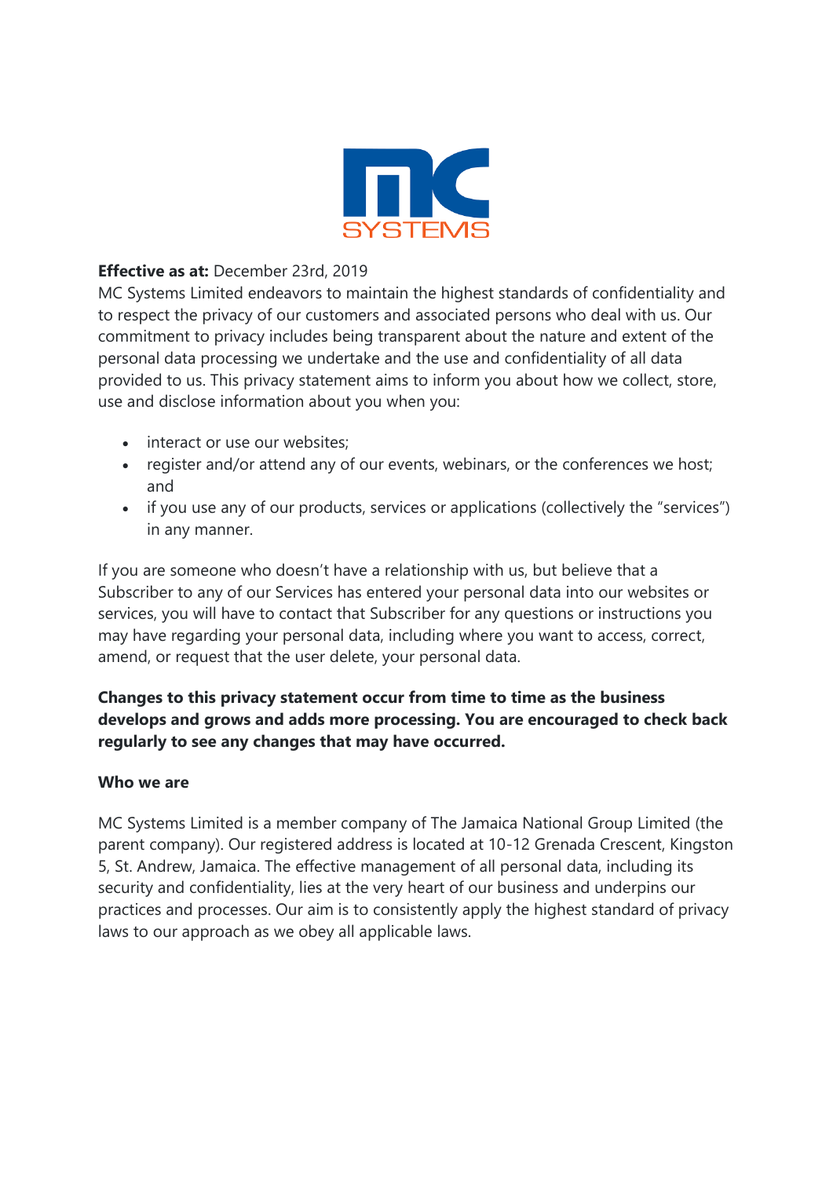**Effective as at:** December 23rd, 2019

MC Systems Limited endeavors to maintain the highest standards of confidentiality and to respect the privacy of our customers and associated persons who deal with us. Our commitment to privacy includes being transparent about the nature and extent of the personal data processing we undertake and the use and confidentiality of all data provided to us. This privacy statement aims to inform you about how we collect, store, use and disclose information about you when you:

- interact or use our websites;
- register and/or attend any of our events, webinars, or the conferences we host; and
- if you use any of our products, services or applications (collectively the "services") in any manner.

If you are someone who doesn't have a relationship with us, but believe that a Subscriber to any of our Services has entered your personal data into our websites or services, you will have to contact that Subscriber for any questions or instructions you may have regarding your personal data, including where you want to access, correct, amend, or request that the user delete, your personal data.

**Changes to this privacy statement occur from time to time as the business develops and grows and adds more processing. You are encouraged to check back regularly to see any changes that may have occurred.**

## Who we are

MC Systems Limited is a member company of The Jamaica National Group Limited (the parent company). Our registered address is located at 10-12 Grenada Crescent, Kingston 5, St. Andrew, Jamaica. The effective management of all personal data, including its security and confidentiality, lies at the very heart of our business and underpins our practices and processes. Our aim is to consistently apply the highest standard of privacy laws to our approach as we obey all applicable laws.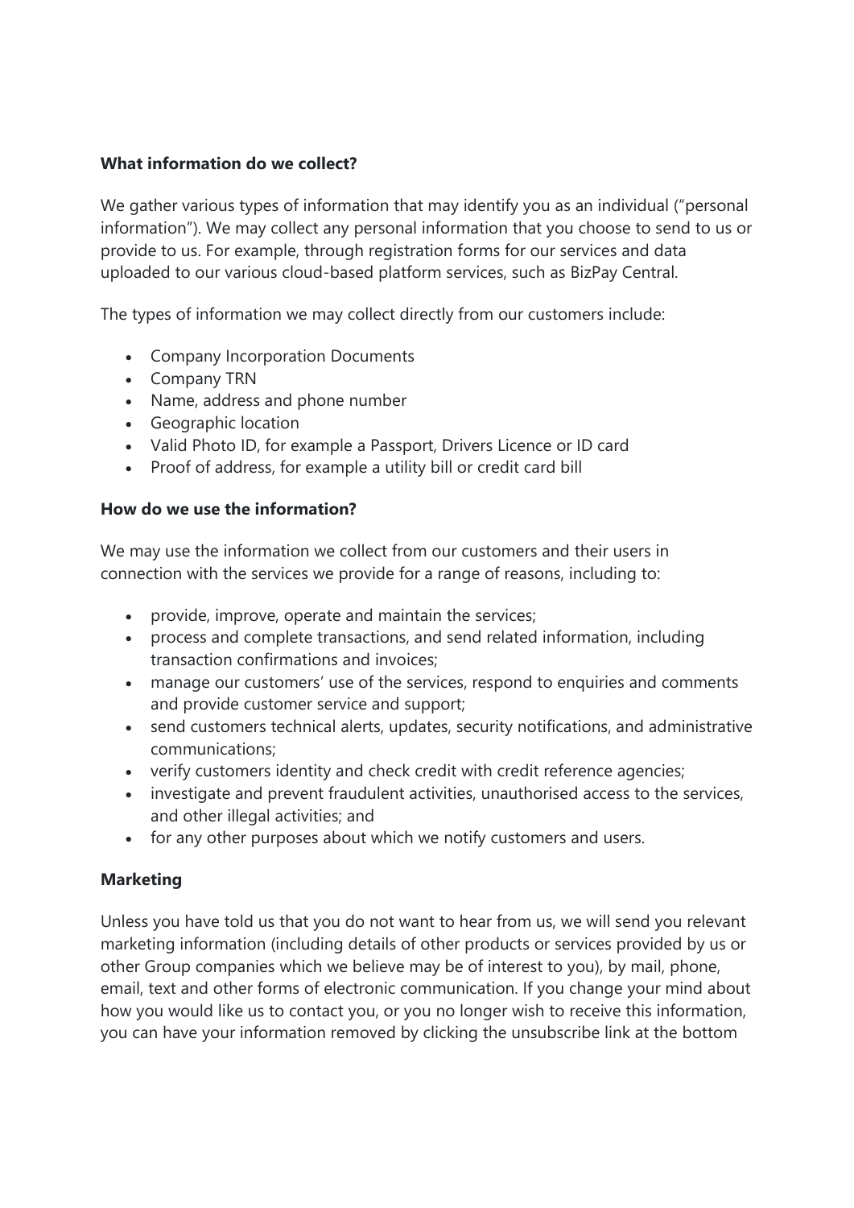**What information do we collect?**

We gather various types of information that may identify you as an individual ("personal information"). We may collect any personal information that you choose to send to us or provide to us. For example, through registration forms for our services and data uploaded to our various cloud-based platform services, such as BizPay Central.

The types of information we may collect directly from our customers include:

- Company Incorporation Documents
- Company TRN
- Name, address and phone number
- Geographic location
- Valid Photo ID, for example a Passport, Drivers Licence or ID card
- Proof of address, for example a utility bill or credit card bill

**How do we use the information?**

We may use the information we collect from our customers and their users in connection with the services we provide for a range of reasons, including to:

- provide, improve, operate and maintain the services;
- process and complete transactions, and send related information, including transaction confirmations and invoices;
- manage our customers' use of the services, respond to enquiries and comments and provide customer service and support;
- send customers technical alerts, updates, security notifications, and administrative communications;
- verify customers identity and check credit with credit reference agencies;
- investigate and prevent fraudulent activities, unauthorised access to the services, and other illegal activities; and
- for any other purposes about which we notify customers and users.

**Marketing**

Unless you have told us that you do not want to hear from us, we will send you relevant marketing information (including details of other products or services provided by us or other Group companies which we believe may be of interest to you), by mail, phone, email, text and other forms of electronic communication. If you change your mind about how you would like us to contact you, or you no longer wish to receive this information, you can have your information removed by clicking the unsubscribe link at the bottom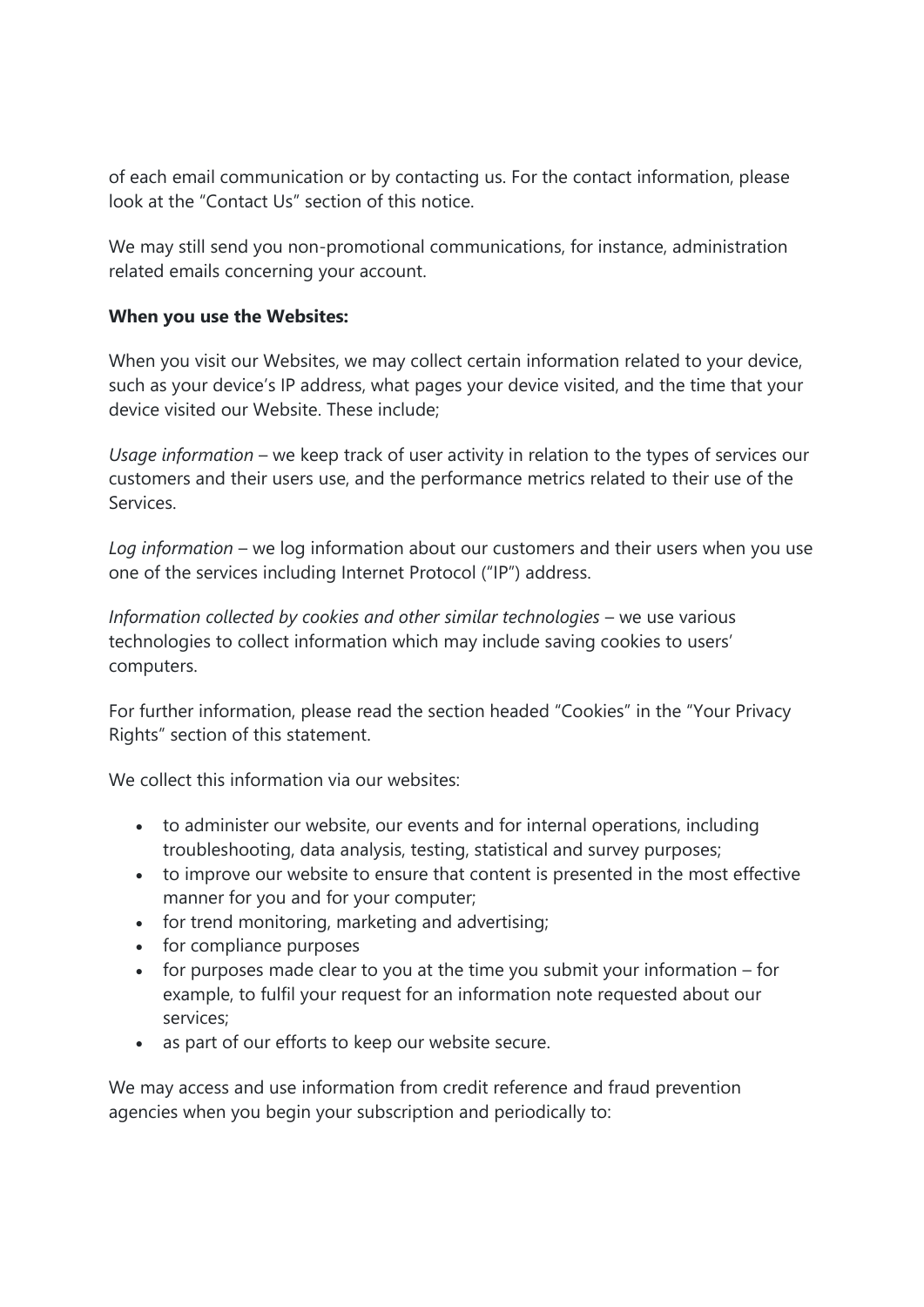of each email communication or by contacting us. For the contact information, please look at the "Contact Us" section of this notice.

We may still send you non-promotional communications, for instance, administration related emails concerning your account.

**When you use the Websites:**

When you visit our Websites, we may collect certain information related to your device, such as your device's IP address, what pages your device visited, and the time that your device visited our Website. These include;

*Usage information* – we keep track of user activity in relation to the types of services our customers and their users use, and the performance metrics related to their use of the Services.

*Log information* – we log information about our customers and their users when you use one of the services including Internet Protocol ("IP") address.

*Information collected by cookies and other similar technologies* – we use various technologies to collect information which may include saving cookies to users' computers.

For further information, please read the section headed "Cookies" in the "Your Privacy Rights" section of this statement.

We collect this information via our websites:

- to administer our website, our events and for internal operations, including troubleshooting, data analysis, testing, statistical and survey purposes;
- to improve our website to ensure that content is presented in the most effective manner for you and for your computer;
- for trend monitoring, marketing and advertising;
- for compliance purposes
- for purposes made clear to you at the time you submit your information – for example, to fulfil your request for an information note requested about our services;
- as part of our efforts to keep our website secure.

We may access and use information from credit reference and fraud prevention agencies when you begin your subscription and periodically to: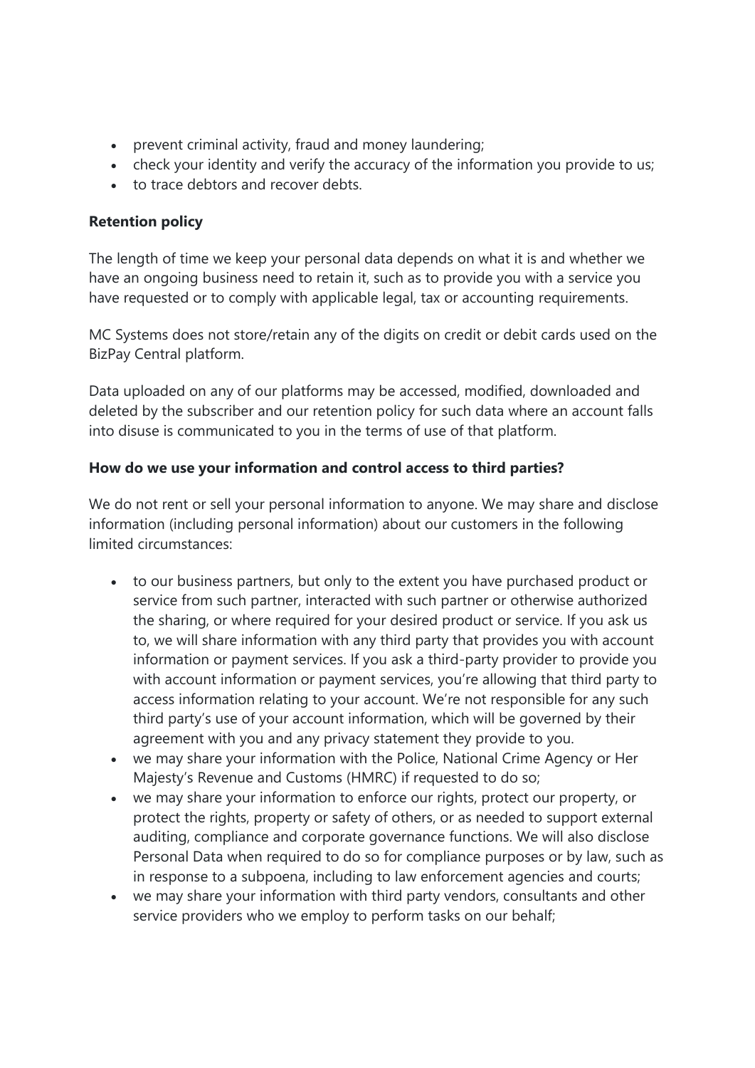- prevent criminal activity, fraud and money laundering;
- check your identity and verify the accuracy of the information you provide to us;
- to trace debtors and recover debts.

**Retention policy**

The length of time we keep your personal data depends on what it is and whether we have an ongoing business need to retain it, such as to provide you with a service you have requested or to comply with applicable legal, tax or accounting requirements.

MC Systems does not store/retain any of the digits on credit or debit cards used on the BizPay Central platform.

Data uploaded on any of our platforms may be accessed, modified, downloaded and deleted by the subscriber and our retention policy for such data where an account falls into disuse is communicated to you in the terms of use of that platform.

**How do we use your information and control access to third parties?**

We do not rent or sell your personal information to anyone. We may share and disclose information (including personal information) about our customers in the following limited circumstances:

- to our business partners, but only to the extent you have purchased product or service from such partner, interacted with such partner or otherwise authorized the sharing, or where required for your desired product or service. If you ask us to, we will share information with any third party that provides you with account information or payment services. If you ask a third-party provider to provide you with account information or payment services, you're allowing that third party to access information relating to your account. We're not responsible for any such third party's use of your account information, which will be governed by their agreement with you and any privacy statement they provide to you.
- we may share your information with the Police, National Crime Agency or Her Majesty's Revenue and Customs (HMRC) if requested to do so;
- we may share your information to enforce our rights, protect our property, or protect the rights, property or safety of others, or as needed to support external auditing, compliance and corporate governance functions. We will also disclose Personal Data when required to do so for compliance purposes or by law, such as in response to a subpoena, including to law enforcement agencies and courts;
- we may share your information with third party vendors, consultants and other service providers who we employ to perform tasks on our behalf;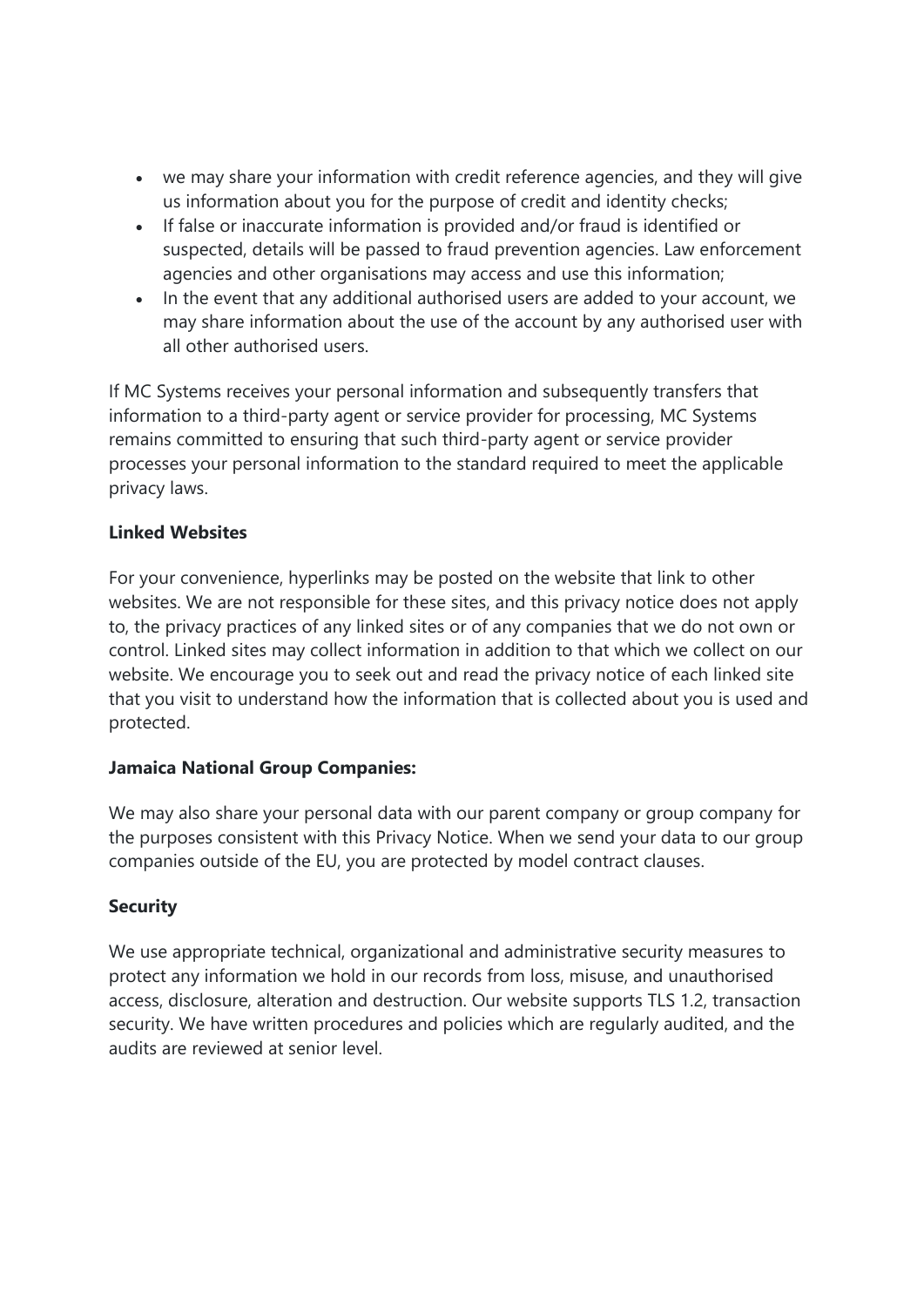- we may share your information with credit reference agencies, and they will give us information about you for the purpose of credit and identity checks;
- If false or inaccurate information is provided and/or fraud is identified or suspected, details will be passed to fraud prevention agencies. Law enforcement agencies and other organisations may access and use this information;
- In the event that any additional authorised users are added to your account, we may share information about the use of the account by any authorised user with all other authorised users.

If MC Systems receives your personal information and subsequently transfers that information to a third-party agent or service provider for processing, MC Systems remains committed to ensuring that such third-party agent or service provider processes your personal information to the standard required to meet the applicable privacy laws.

**Linked Websites**

For your convenience, hyperlinks may be posted on the website that link to other websites. We are not responsible for these sites, and this privacy notice does not apply to, the privacy practices of any linked sites or of any companies that we do not own or control. Linked sites may collect information in addition to that which we collect on our website. We encourage you to seek out and read the privacy notice of each linked site that you visit to understand how the information that is collected about you is used and protected.

**Jamaica National Group Companies:**

We may also share your personal data with our parent company or group company for the purposes consistent with this Privacy Notice. When we send your data to our group companies outside of the EU, you are protected by model contract clauses.

**Security**

We use appropriate technical, organizational and administrative security measures to protect any information we hold in our records from loss, misuse, and unauthorised access, disclosure, alteration and destruction. Our website supports TLS 1.2, transaction security. We have written procedures and policies which are regularly audited, and the audits are reviewed at senior level.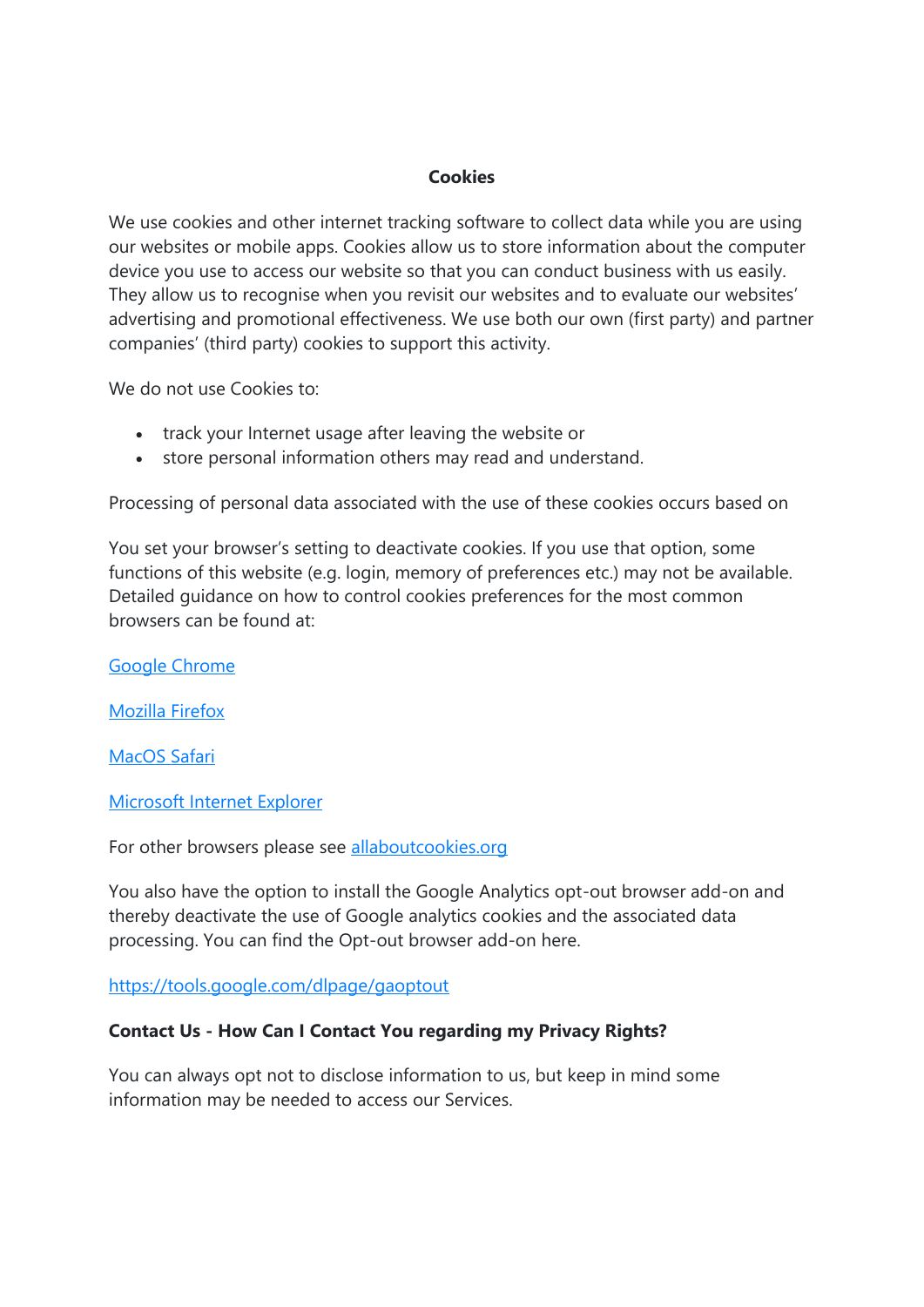**Cookies**

We use cookies and other internet tracking software to collect data while you are using our websites or mobile apps. Cookies allow us to store information about the computer device you use to access our website so that you can conduct business with us easily. They allow us to recognise when you revisit our websites and to evaluate our websites' advertising and promotional effectiveness. We use both our own (first party) and partner companies' (third party) cookies to support this activity.

We do not use Cookies to:

- track your Internet usage after leaving the website or
- store personal information others may read and understand.

Processing of personal data associated with the use of these cookies occurs based on

You set your browser's setting to deactivate cookies. If you use that option, some functions of this website (e.g. login, memory of preferences etc.) may not be available. Detailed guidance on how to control cookies preferences for the most common browsers can be found at:

Google Chrome

Mozilla Firefox

MacOS Safari

Microsoft Internet Explorer

For other browsers please see allaboutcookies.org

You also have the option to install the Google Analytics opt-out browser add-on and thereby deactivate the use of Google analytics cookies and the associated data processing. You can find the Opt-out browser add-on here.

https://tools.google.com/dlpage/gaoptout

**Contact Us - How Can I Contact You regarding my Privacy Rights?**

You can always opt not to disclose information to us, but keep in mind some information may be needed to access our Services.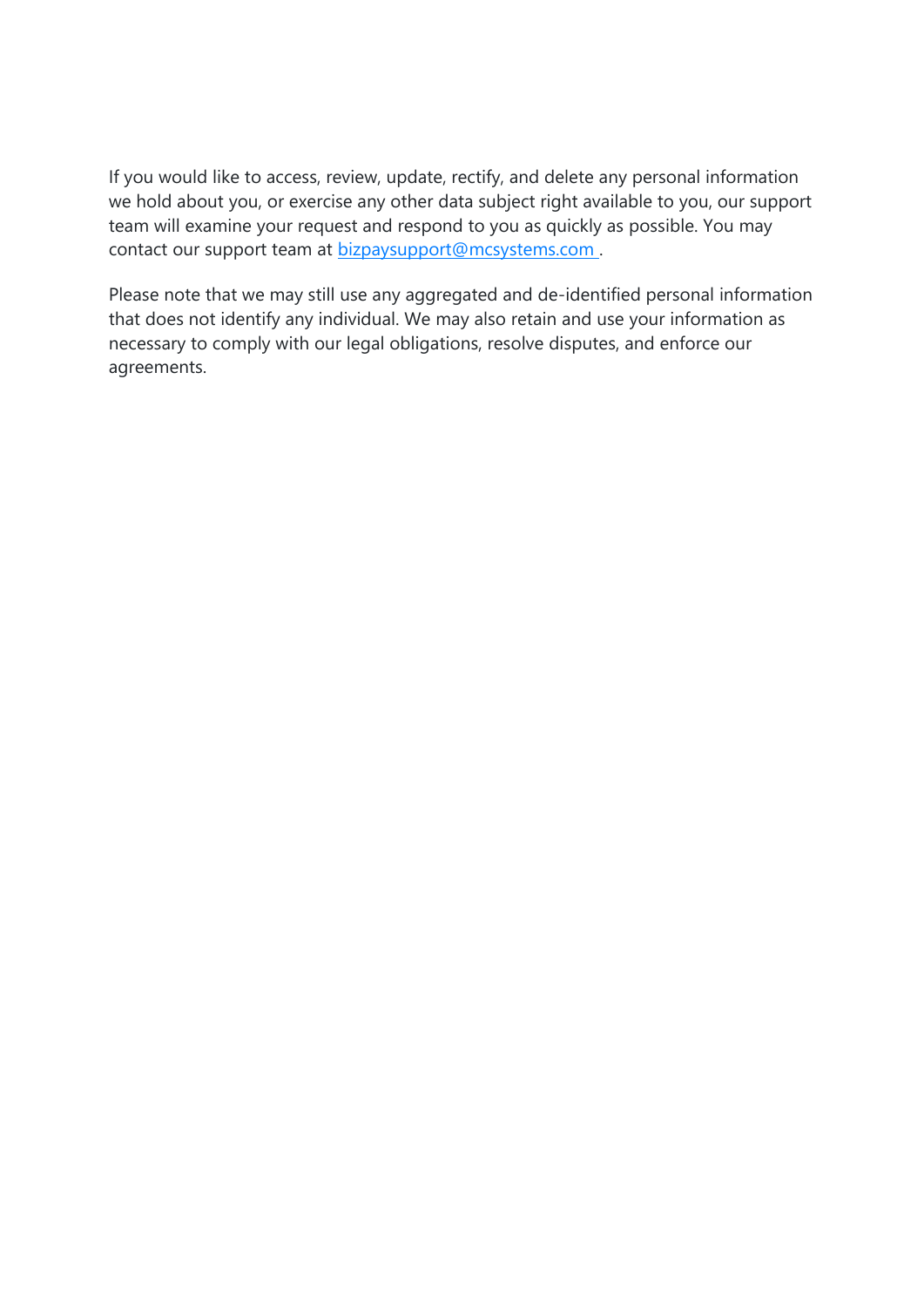If you would like to access, review, update, rectify, and delete any personal information we hold about you, or exercise any other data subject right available to you, our support team will examine your request and respond to you as quickly as possible. You may contact our support team at bizpaysupport@mcsystems.com .

Please note that we may still use any aggregated and de-identified personal information that does not identify any individual. We may also retain and use your information as necessary to comply with our legal obligations, resolve disputes, and enforce our agreements.